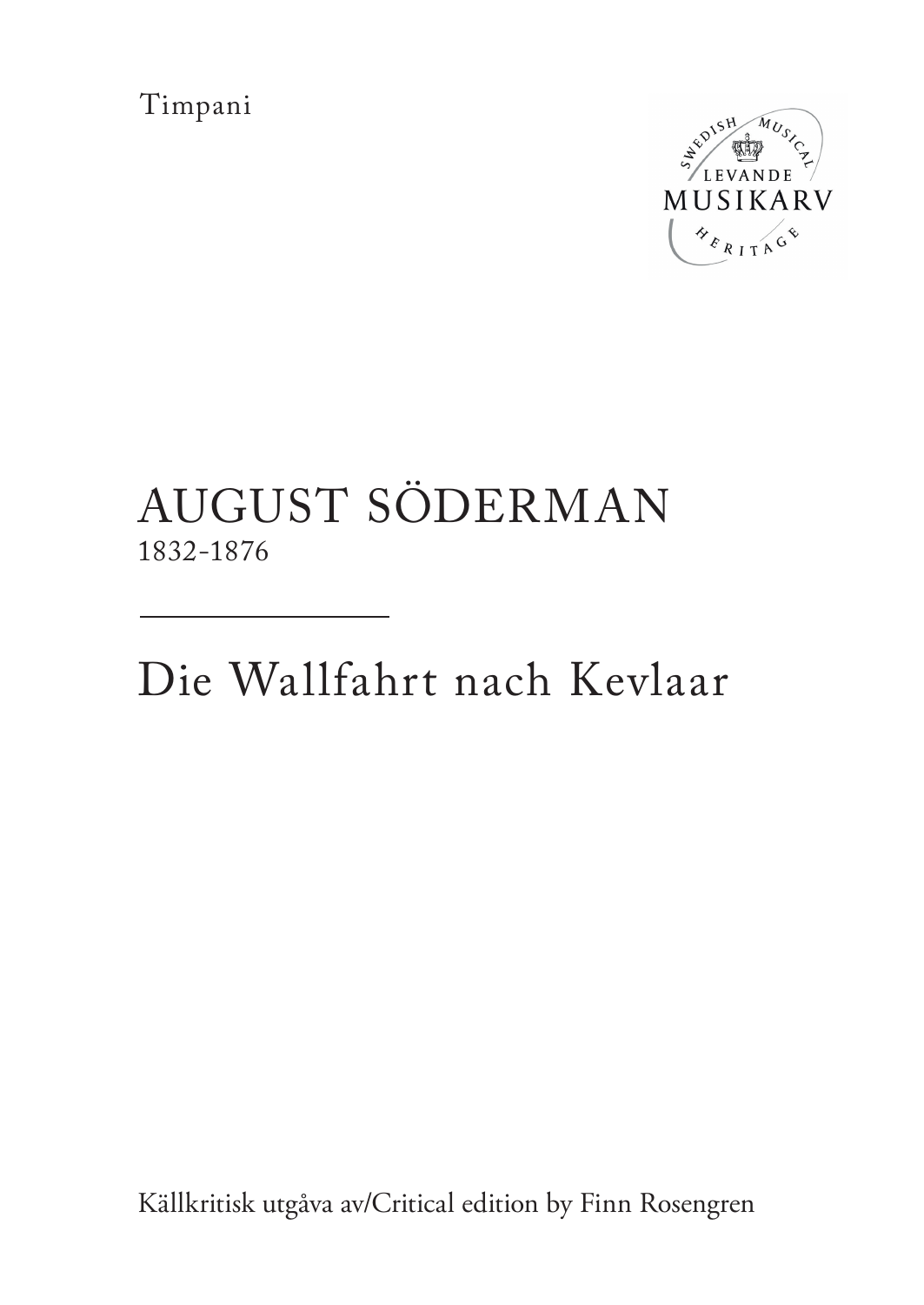Timpani

LEVANDE MUSIKARV

SWEDISH MUSICAL HERITAGE

# AUGUST SÖDERMAN

1832-1876

---

# Die Wallfahrt nach Kevlaar

Källkritisk utgåva av/Critical edition by Finn Rosengren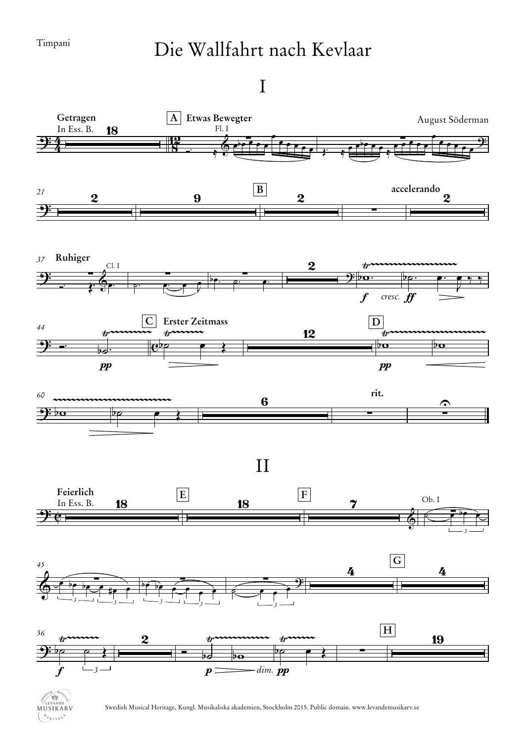Timpani

# Die Wallfahrt nach Kevlaar

## I

August Söderman

**Getragen**
In Ess. B.

A **Etwas Bewegter**

Fl. I

21

B

accelerando

37 **Ruhiger**

Cl. I

*f* *cresc.* *ff*

44

*pp*

C **Erster Zeitmass**

D

*pp*

60

rit.

## II

**Feierlich**
In Ess. B.

E

F

Ob. I

45

G

56

*f*

*p* *dim.* *pp*

H

Swedish Musical Heritage, Kungl. Musikaliska akademien, Stockholm 2015. Public domain. www.levandemusikarv.se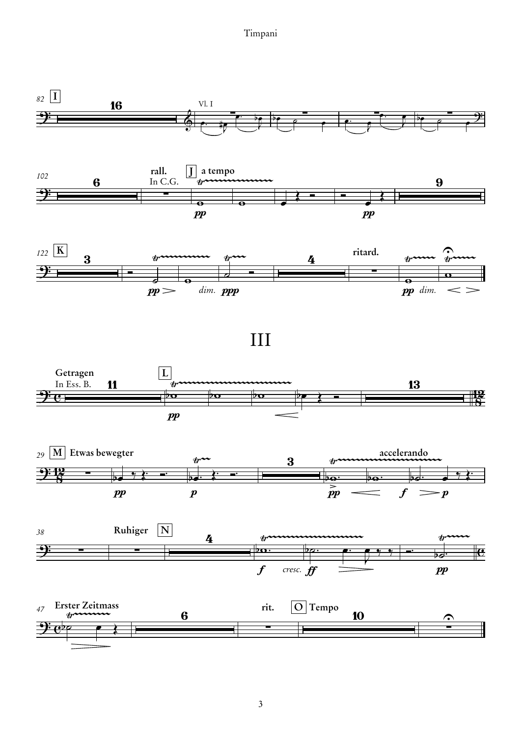# III